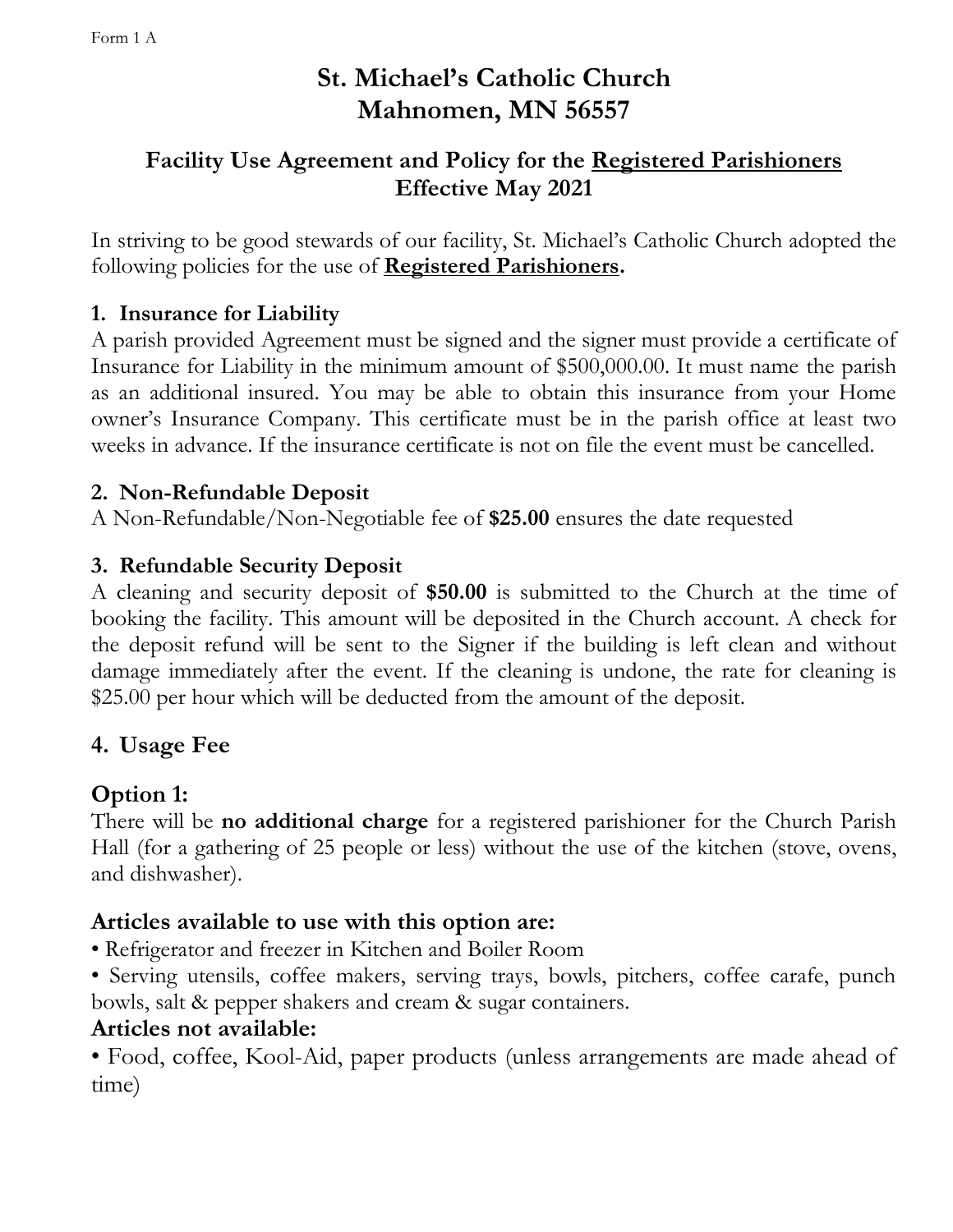Form 1 A

# St. Michael's Catholic Church
# Mahnomen, MN 56557

## Facility Use Agreement and Policy for the Registered Parishioners
## Effective May 2021

In striving to be good stewards of our facility, St. Michael's Catholic Church adopted the following policies for the use of **Registered Parishioners.**

### 1. Insurance for Liability

A parish provided Agreement must be signed and the signer must provide a certificate of Insurance for Liability in the minimum amount of $500,000.00. It must name the parish as an additional insured. You may be able to obtain this insurance from your Home owner's Insurance Company. This certificate must be in the parish office at least two weeks in advance. If the insurance certificate is not on file the event must be cancelled.

### 2. Non-Refundable Deposit

A Non-Refundable/Non-Negotiable fee of **$25.00** ensures the date requested

### 3. Refundable Security Deposit

A cleaning and security deposit of **$50.00** is submitted to the Church at the time of booking the facility. This amount will be deposited in the Church account. A check for the deposit refund will be sent to the Signer if the building is left clean and without damage immediately after the event. If the cleaning is undone, the rate for cleaning is $25.00 per hour which will be deducted from the amount of the deposit.

## 4. Usage Fee

## Option 1:

There will be **no additional charge** for a registered parishioner for the Church Parish Hall (for a gathering of 25 people or less) without the use of the kitchen (stove, ovens, and dishwasher).

### Articles available to use with this option are:

- Refrigerator and freezer in Kitchen and Boiler Room
- Serving utensils, coffee makers, serving trays, bowls, pitchers, coffee carafe, punch bowls, salt & pepper shakers and cream & sugar containers.

### Articles not available:

- Food, coffee, Kool-Aid, paper products (unless arrangements are made ahead of time)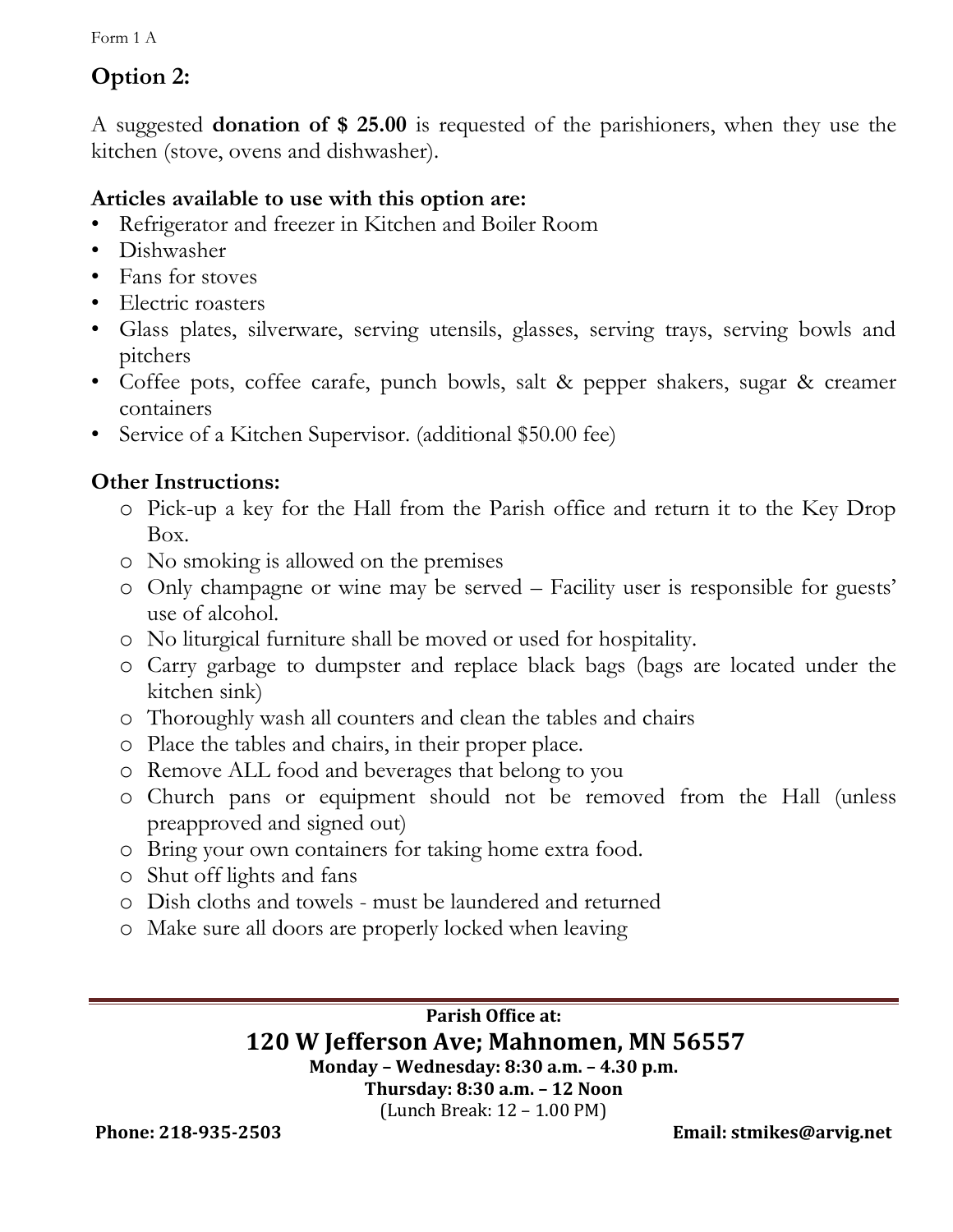Form 1 A

## Option 2:

A suggested **donation of $ 25.00** is requested of the parishioners, when they use the kitchen (stove, ovens and dishwasher).

### Articles available to use with this option are:

- Refrigerator and freezer in Kitchen and Boiler Room
- Dishwasher
- Fans for stoves
- Electric roasters
- Glass plates, silverware, serving utensils, glasses, serving trays, serving bowls and pitchers
- Coffee pots, coffee carafe, punch bowls, salt & pepper shakers, sugar & creamer containers
- Service of a Kitchen Supervisor. (additional $50.00 fee)

### Other Instructions:

- Pick-up a key for the Hall from the Parish office and return it to the Key Drop Box.
- No smoking is allowed on the premises
- Only champagne or wine may be served – Facility user is responsible for guests' use of alcohol.
- No liturgical furniture shall be moved or used for hospitality.
- Carry garbage to dumpster and replace black bags (bags are located under the kitchen sink)
- Thoroughly wash all counters and clean the tables and chairs
- Place the tables and chairs, in their proper place.
- Remove ALL food and beverages that belong to you
- Church pans or equipment should not be removed from the Hall (unless preapproved and signed out)
- Bring your own containers for taking home extra food.
- Shut off lights and fans
- Dish cloths and towels - must be laundered and returned
- Make sure all doors are properly locked when leaving

---

**Parish Office at:**

**120 W Jefferson Ave; Mahnomen, MN 56557**

**Monday – Wednesday: 8:30 a.m. – 4.30 p.m.**

**Thursday: 8:30 a.m. – 12 Noon**

(Lunch Break: 12 – 1.00 PM)

**Phone: 218-935-2503** **Email: stmikes@arvig.net**